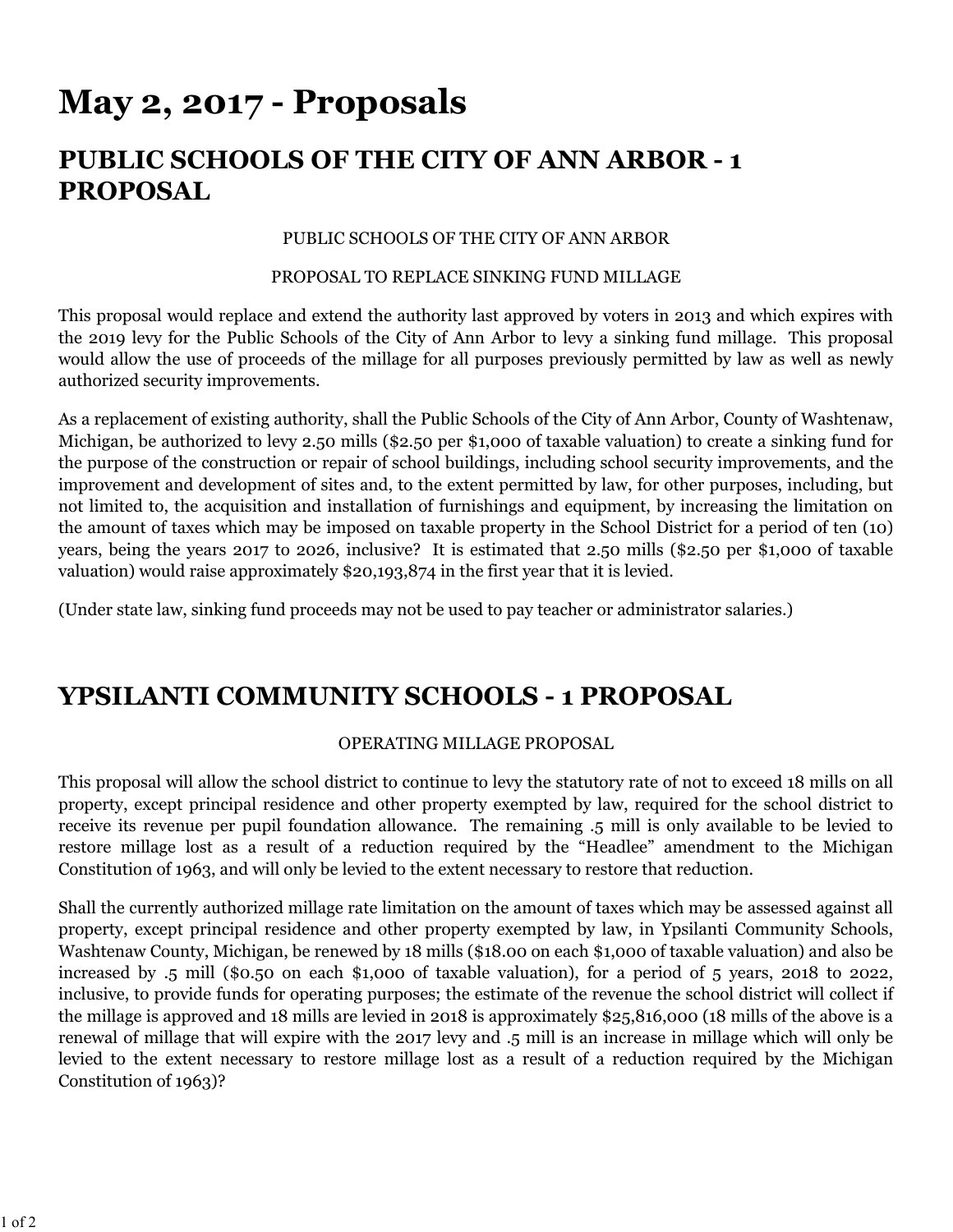# May 2, 2017 - Proposals

## PUBLIC SCHOOLS OF THE CITY OF ANN ARBOR - 1 PROPOSAL

PUBLIC SCHOOLS OF THE CITY OF ANN ARBOR

PROPOSAL TO REPLACE SINKING FUND MILLAGE

This proposal would replace and extend the authority last approved by voters in 2013 and which expires with the 2019 levy for the Public Schools of the City of Ann Arbor to levy a sinking fund millage. This proposal would allow the use of proceeds of the millage for all purposes previously permitted by law as well as newly authorized security improvements.

As a replacement of existing authority, shall the Public Schools of the City of Ann Arbor, County of Washtenaw, Michigan, be authorized to levy 2.50 mills ($2.50 per $1,000 of taxable valuation) to create a sinking fund for the purpose of the construction or repair of school buildings, including school security improvements, and the improvement and development of sites and, to the extent permitted by law, for other purposes, including, but not limited to, the acquisition and installation of furnishings and equipment, by increasing the limitation on the amount of taxes which may be imposed on taxable property in the School District for a period of ten (10) years, being the years 2017 to 2026, inclusive? It is estimated that 2.50 mills ($2.50 per $1,000 of taxable valuation) would raise approximately $20,193,874 in the first year that it is levied.

(Under state law, sinking fund proceeds may not be used to pay teacher or administrator salaries.)

## YPSILANTI COMMUNITY SCHOOLS - 1 PROPOSAL

OPERATING MILLAGE PROPOSAL

This proposal will allow the school district to continue to levy the statutory rate of not to exceed 18 mills on all property, except principal residence and other property exempted by law, required for the school district to receive its revenue per pupil foundation allowance. The remaining .5 mill is only available to be levied to restore millage lost as a result of a reduction required by the "Headlee" amendment to the Michigan Constitution of 1963, and will only be levied to the extent necessary to restore that reduction.

Shall the currently authorized millage rate limitation on the amount of taxes which may be assessed against all property, except principal residence and other property exempted by law, in Ypsilanti Community Schools, Washtenaw County, Michigan, be renewed by 18 mills ($18.00 on each $1,000 of taxable valuation) and also be increased by .5 mill ($0.50 on each $1,000 of taxable valuation), for a period of 5 years, 2018 to 2022, inclusive, to provide funds for operating purposes; the estimate of the revenue the school district will collect if the millage is approved and 18 mills are levied in 2018 is approximately $25,816,000 (18 mills of the above is a renewal of millage that will expire with the 2017 levy and .5 mill is an increase in millage which will only be levied to the extent necessary to restore millage lost as a result of a reduction required by the Michigan Constitution of 1963)?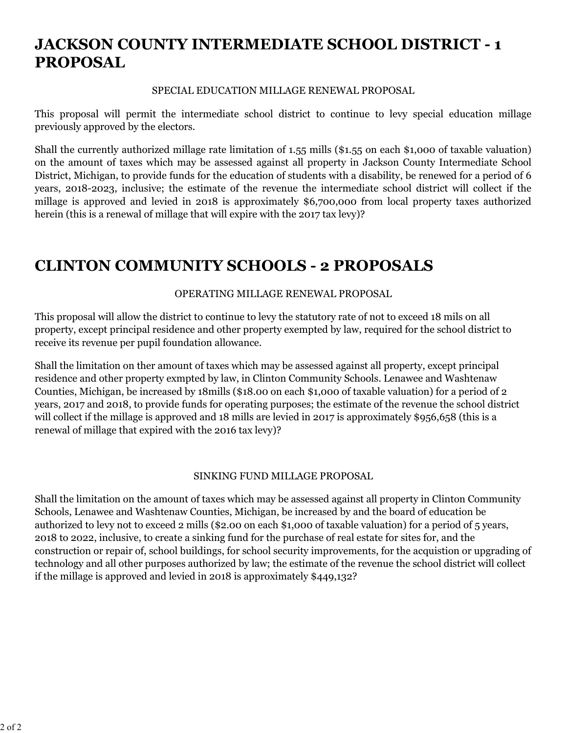# JACKSON COUNTY INTERMEDIATE SCHOOL DISTRICT - 1 PROPOSAL

SPECIAL EDUCATION MILLAGE RENEWAL PROPOSAL

This proposal will permit the intermediate school district to continue to levy special education millage previously approved by the electors.

Shall the currently authorized millage rate limitation of 1.55 mills ($1.55 on each $1,000 of taxable valuation) on the amount of taxes which may be assessed against all property in Jackson County Intermediate School District, Michigan, to provide funds for the education of students with a disability, be renewed for a period of 6 years, 2018-2023, inclusive; the estimate of the revenue the intermediate school district will collect if the millage is approved and levied in 2018 is approximately $6,700,000 from local property taxes authorized herein (this is a renewal of millage that will expire with the 2017 tax levy)?

# CLINTON COMMUNITY SCHOOLS - 2 PROPOSALS

OPERATING MILLAGE RENEWAL PROPOSAL

This proposal will allow the district to continue to levy the statutory rate of not to exceed 18 mils on all property, except principal residence and other property exempted by law, required for the school district to receive its revenue per pupil foundation allowance.

Shall the limitation on ther amount of taxes which may be assessed against all property, except principal residence and other property exmpted by law, in Clinton Community Schools. Lenawee and Washtenaw Counties, Michigan, be increased by 18mills ($18.00 on each $1,000 of taxable valuation) for a period of 2 years, 2017 and 2018, to provide funds for operating purposes; the estimate of the revenue the school district will collect if the millage is approved and 18 mills are levied in 2017 is approximately $956,658 (this is a renewal of millage that expired with the 2016 tax levy)?

SINKING FUND MILLAGE PROPOSAL

Shall the limitation on the amount of taxes which may be assessed against all property in Clinton Community Schools, Lenawee and Washtenaw Counties, Michigan, be increased by and the board of education be authorized to levy not to exceed 2 mills ($2.00 on each $1,000 of taxable valuation) for a period of 5 years, 2018 to 2022, inclusive, to create a sinking fund for the purchase of real estate for sites for, and the construction or repair of, school buildings, for school security improvements, for the acquistion or upgrading of technology and all other purposes authorized by law; the estimate of the revenue the school district will collect if the millage is approved and levied in 2018 is approximately $449,132?